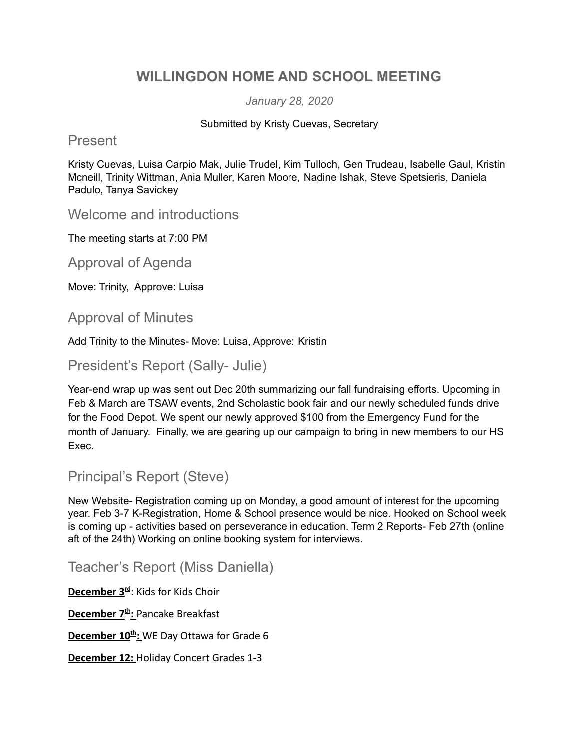# WILLINGDON HOME AND SCHOOL MEETING

*January 28, 2020*

Submitted by Kristy Cuevas, Secretary

## Present

Kristy Cuevas, Luisa Carpio Mak, Julie Trudel, Kim Tulloch, Gen Trudeau, Isabelle Gaul, Kristin Mcneill, Trinity Wittman, Ania Muller, Karen Moore, Nadine Ishak, Steve Spetsieris, Daniela Padulo, Tanya Savickey

## Welcome and introductions

The meeting starts at 7:00 PM

## Approval of Agenda

Move: Trinity, Approve: Luisa

## Approval of Minutes

Add Trinity to the Minutes- Move: Luisa, Approve: Kristin

## President's Report (Sally- Julie)

Year-end wrap up was sent out Dec 20th summarizing our fall fundraising efforts. Upcoming in Feb & March are TSAW events, 2nd Scholastic book fair and our newly scheduled funds drive for the Food Depot. We spent our newly approved $100 from the Emergency Fund for the month of January. Finally, we are gearing up our campaign to bring in new members to our HS Exec.

## Principal's Report (Steve)

New Website- Registration coming up on Monday, a good amount of interest for the upcoming year. Feb 3-7 K-Registration, Home & School presence would be nice. Hooked on School week is coming up - activities based on perseverance in education. Term 2 Reports- Feb 27th (online aft of the 24th) Working on online booking system for interviews.

## Teacher's Report (Miss Daniella)

**December 3rd**: Kids for Kids Choir

**December 7th:** Pancake Breakfast

**December 10th:** WE Day Ottawa for Grade 6

**December 12:** Holiday Concert Grades 1-3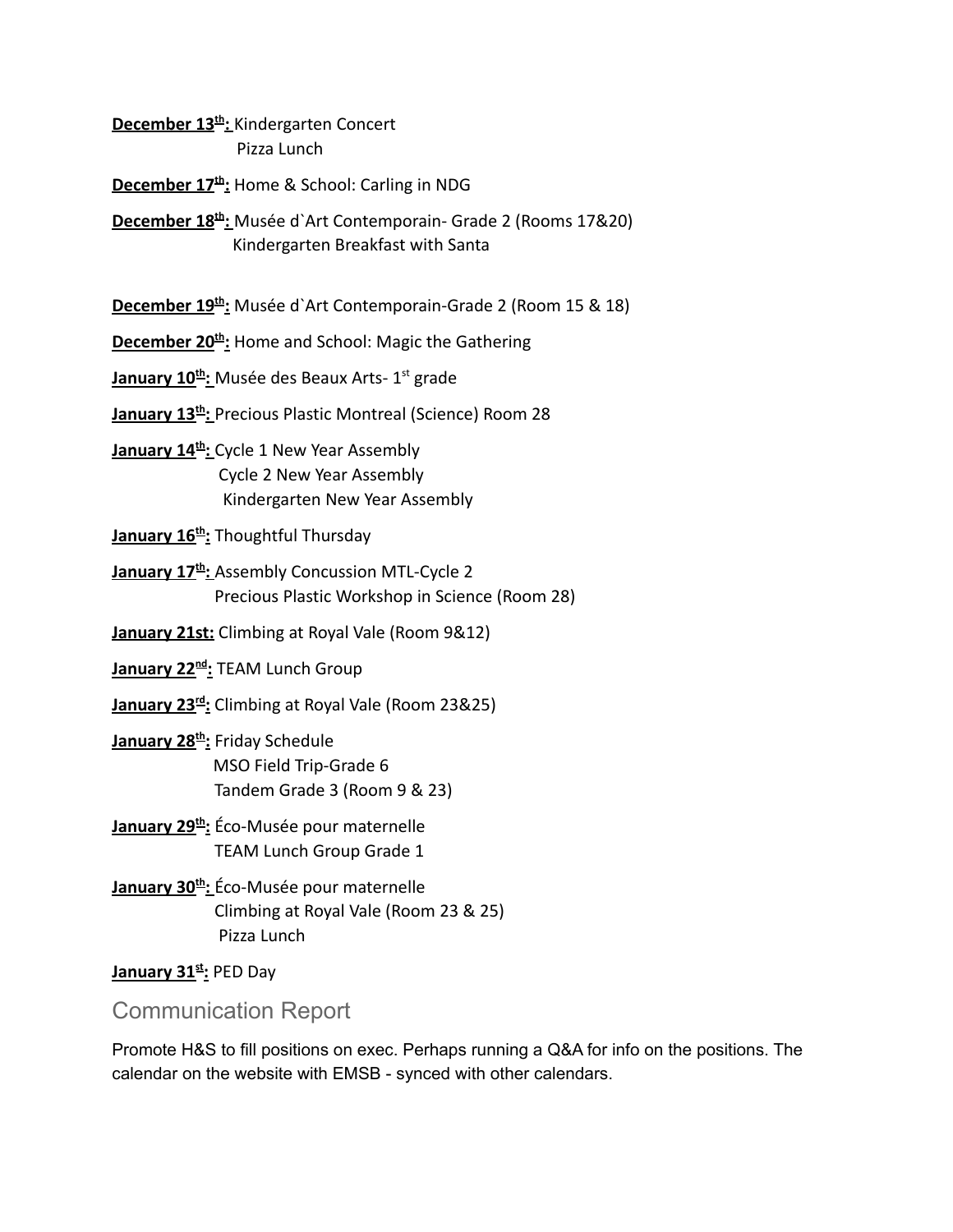**December 13th:** Kindergarten Concert
Pizza Lunch

**December 17th:** Home & School: Carling in NDG

**December 18th:** Musée d`Art Contemporain- Grade 2 (Rooms 17&20)
Kindergarten Breakfast with Santa

**December 19th:** Musée d`Art Contemporain-Grade 2 (Room 15 & 18)

**December 20th:** Home and School: Magic the Gathering

**January 10th:** Musée des Beaux Arts- 1st grade

**January 13th:** Precious Plastic Montreal (Science) Room 28

**January 14th:** Cycle 1 New Year Assembly
Cycle 2 New Year Assembly
Kindergarten New Year Assembly

**January 16th:** Thoughtful Thursday

**January 17th:** Assembly Concussion MTL-Cycle 2
Precious Plastic Workshop in Science (Room 28)

**January 21st:** Climbing at Royal Vale (Room 9&12)

**January 22nd:** TEAM Lunch Group

**January 23rd:** Climbing at Royal Vale (Room 23&25)

**January 28th:** Friday Schedule
MSO Field Trip-Grade 6
Tandem Grade 3 (Room 9 & 23)

**January 29th:** Éco-Musée pour maternelle
TEAM Lunch Group Grade 1

**January 30th:** Éco-Musée pour maternelle
Climbing at Royal Vale (Room 23 & 25)
Pizza Lunch

**January 31st:** PED Day

## Communication Report

Promote H&S to fill positions on exec. Perhaps running a Q&A for info on the positions. The calendar on the website with EMSB - synced with other calendars.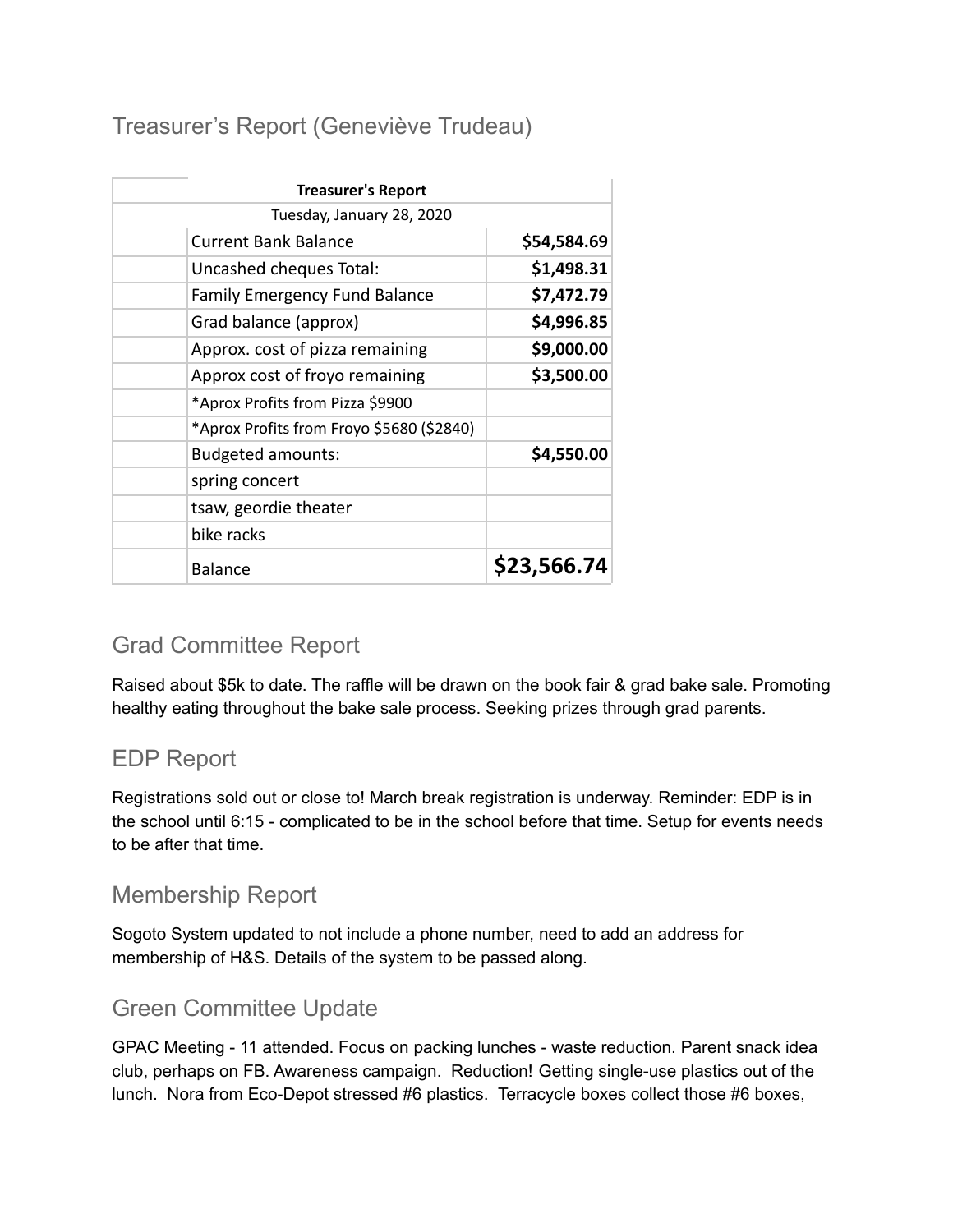## Treasurer's Report (Geneviève Trudeau)

| Treasurer's Report | | |
|---|---|---|
| Tuesday, January 28, 2020 | | |
| | Current Bank Balance | **$54,584.69** |
| | Uncashed cheques Total: | **$1,498.31** |
| | Family Emergency Fund Balance | **$7,472.79** |
| | Grad balance (approx) | **$4,996.85** |
| | Approx. cost of pizza remaining | **$9,000.00** |
| | Approx cost of froyo remaining | **$3,500.00** |
| | *Aprox Profits from Pizza $9900 | |
| | *Aprox Profits from Froyo $5680 ($2840) | |
| | Budgeted amounts: | **$4,550.00** |
| | spring concert | |
| | tsaw, geordie theater | |
| | bike racks | |
| | Balance | **$23,566.74** |

## Grad Committee Report

Raised about $5k to date. The raffle will be drawn on the book fair & grad bake sale. Promoting healthy eating throughout the bake sale process. Seeking prizes through grad parents.

## EDP Report

Registrations sold out or close to! March break registration is underway. Reminder: EDP is in the school until 6:15 - complicated to be in the school before that time. Setup for events needs to be after that time.

## Membership Report

Sogoto System updated to not include a phone number, need to add an address for membership of H&S. Details of the system to be passed along.

## Green Committee Update

GPAC Meeting - 11 attended. Focus on packing lunches - waste reduction. Parent snack idea club, perhaps on FB. Awareness campaign. Reduction! Getting single-use plastics out of the lunch. Nora from Eco-Depot stressed #6 plastics. Terracycle boxes collect those #6 boxes,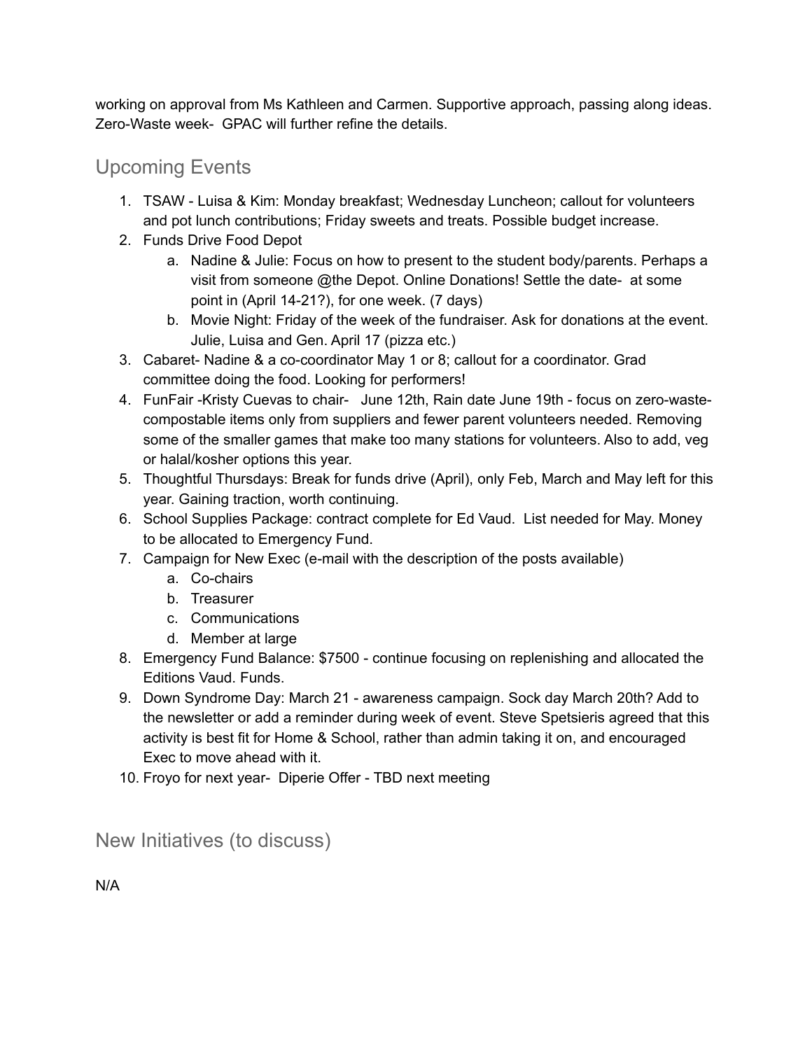working on approval from Ms Kathleen and Carmen. Supportive approach, passing along ideas. Zero-Waste week- GPAC will further refine the details.

## Upcoming Events

1. TSAW - Luisa & Kim: Monday breakfast; Wednesday Luncheon; callout for volunteers and pot lunch contributions; Friday sweets and treats. Possible budget increase.
2. Funds Drive Food Depot
   a. Nadine & Julie: Focus on how to present to the student body/parents. Perhaps a visit from someone @the Depot. Online Donations! Settle the date- at some point in (April 14-21?), for one week. (7 days)
   b. Movie Night: Friday of the week of the fundraiser. Ask for donations at the event. Julie, Luisa and Gen. April 17 (pizza etc.)
3. Cabaret- Nadine & a co-coordinator May 1 or 8; callout for a coordinator. Grad committee doing the food. Looking for performers!
4. FunFair -Kristy Cuevas to chair- June 12th, Rain date June 19th - focus on zero-waste- compostable items only from suppliers and fewer parent volunteers needed. Removing some of the smaller games that make too many stations for volunteers. Also to add, veg or halal/kosher options this year.
5. Thoughtful Thursdays: Break for funds drive (April), only Feb, March and May left for this year. Gaining traction, worth continuing.
6. School Supplies Package: contract complete for Ed Vaud. List needed for May. Money to be allocated to Emergency Fund.
7. Campaign for New Exec (e-mail with the description of the posts available)
   a. Co-chairs
   b. Treasurer
   c. Communications
   d. Member at large
8. Emergency Fund Balance: $7500 - continue focusing on replenishing and allocated the Editions Vaud. Funds.
9. Down Syndrome Day: March 21 - awareness campaign. Sock day March 20th? Add to the newsletter or add a reminder during week of event. Steve Spetsieris agreed that this activity is best fit for Home & School, rather than admin taking it on, and encouraged Exec to move ahead with it.
10. Froyo for next year- Diperie Offer - TBD next meeting

## New Initiatives (to discuss)

N/A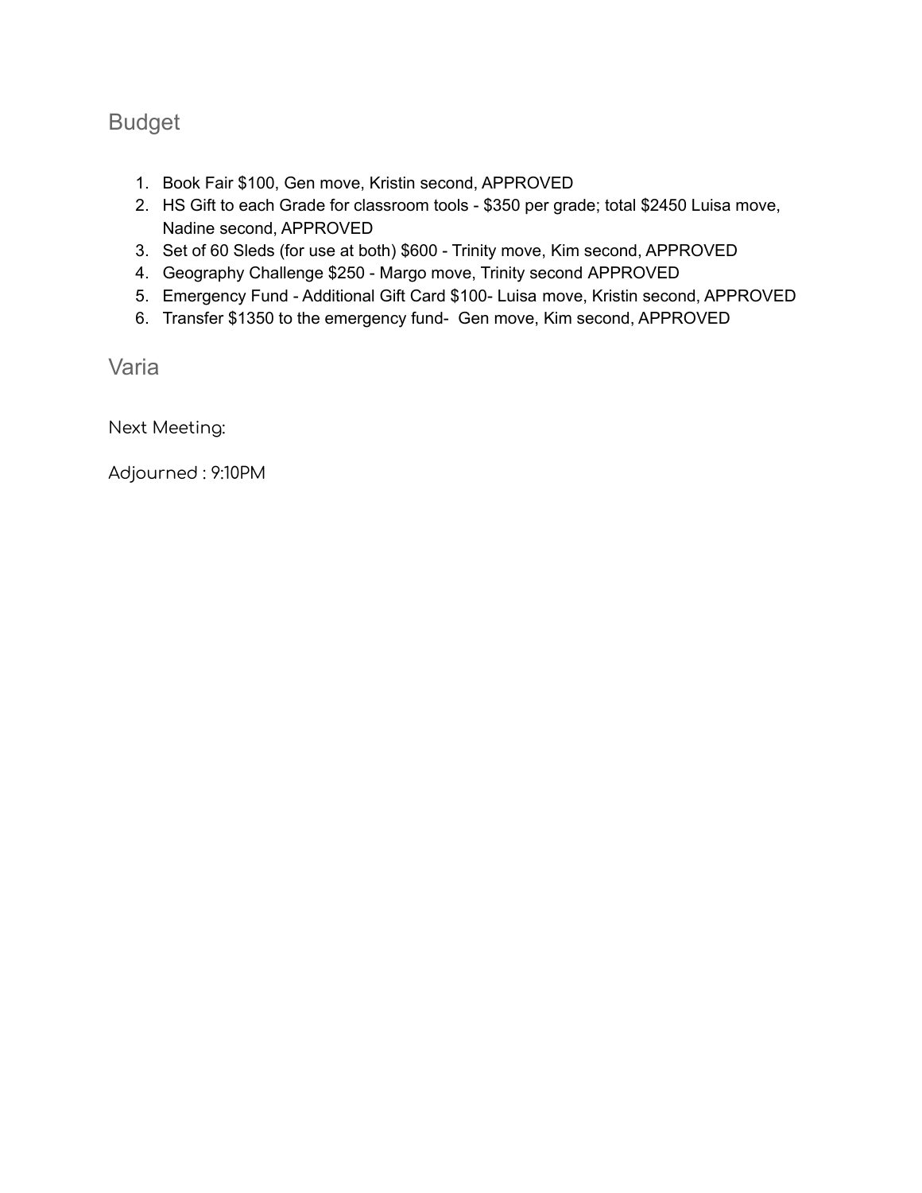## Budget

1. Book Fair $100, Gen move, Kristin second, APPROVED
2. HS Gift to each Grade for classroom tools - $350 per grade; total $2450 Luisa move, Nadine second, APPROVED
3. Set of 60 Sleds (for use at both) $600 - Trinity move, Kim second, APPROVED
4. Geography Challenge $250 - Margo move, Trinity second APPROVED
5. Emergency Fund - Additional Gift Card $100- Luisa move, Kristin second, APPROVED
6. Transfer $1350 to the emergency fund- Gen move, Kim second, APPROVED

## Varia

Next Meeting:

Adjourned : 9:10PM